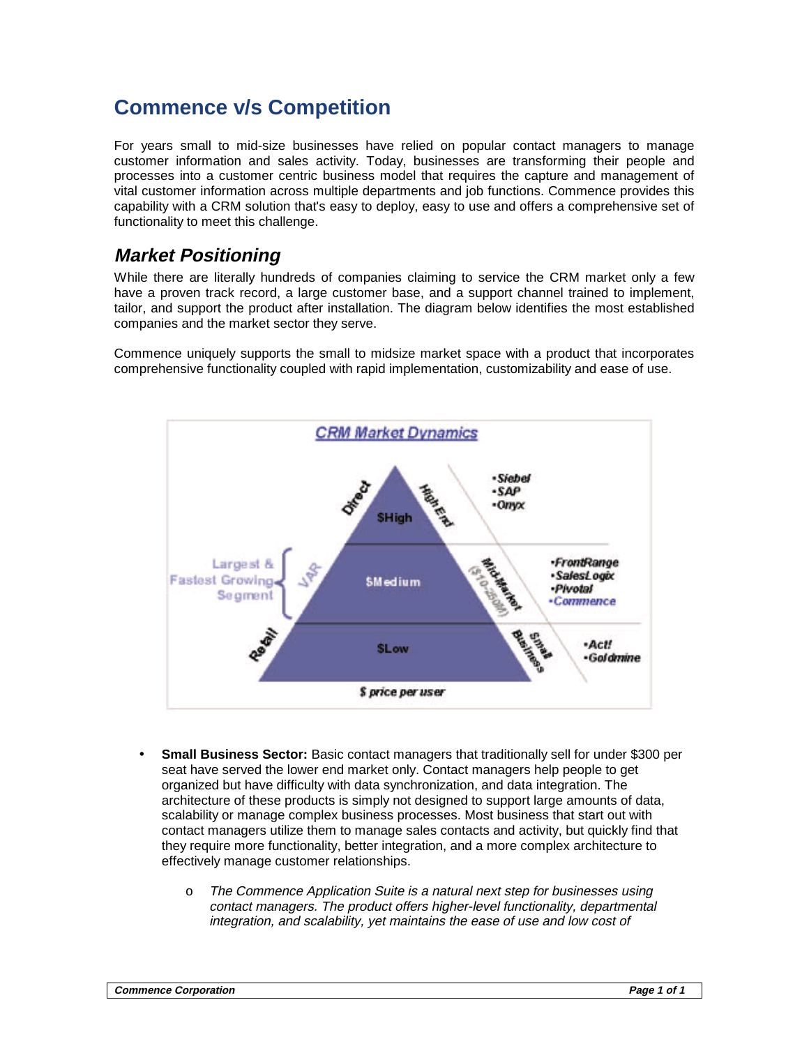# Commence v/s Competition

For years small to mid-size businesses have relied on popular contact managers to manage customer information and sales activity. Today, businesses are transforming their people and processes into a customer centric business model that requires the capture and management of vital customer information across multiple departments and job functions. Commence provides this capability with a CRM solution that's easy to deploy, easy to use and offers a comprehensive set of functionality to meet this challenge.

## *Market Positioning*

While there are literally hundreds of companies claiming to service the CRM market only a few have a proven track record, a large customer base, and a support channel trained to implement, tailor, and support the product after installation. The diagram below identifies the most established companies and the market sector they serve.

Commence uniquely supports the small to midsize market space with a product that incorporates comprehensive functionality coupled with rapid implementation, customizability and ease of use.

- **Small Business Sector:** Basic contact managers that traditionally sell for under $300 per seat have served the lower end market only. Contact managers help people to get organized but have difficulty with data synchronization, and data integration. The architecture of these products is simply not designed to support large amounts of data, scalability or manage complex business processes. Most business that start out with contact managers utilize them to manage sales contacts and activity, but quickly find that they require more functionality, better integration, and a more complex architecture to effectively manage customer relationships.
    - *The Commence Application Suite is a natural next step for businesses using contact managers. The product offers higher-level functionality, departmental integration, and scalability, yet maintains the ease of use and low cost of*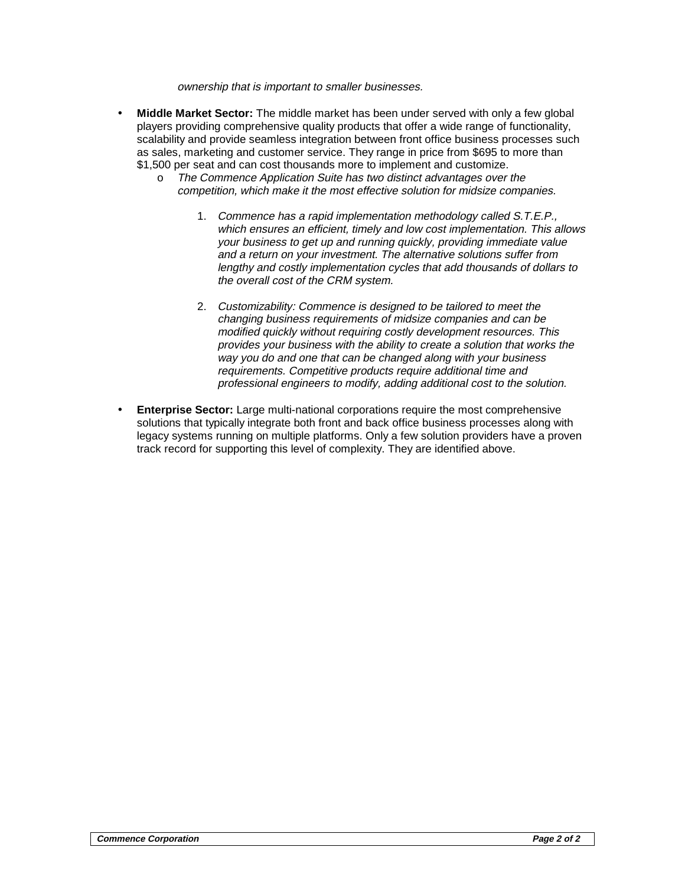*ownership that is important to smaller businesses.*

- **Middle Market Sector:** The middle market has been under served with only a few global players providing comprehensive quality products that offer a wide range of functionality, scalability and provide seamless integration between front office business processes such as sales, marketing and customer service. They range in price from $695 to more than $1,500 per seat and can cost thousands more to implement and customize.
  - *The Commence Application Suite has two distinct advantages over the competition, which make it the most effective solution for midsize companies.*

    1. *Commence has a rapid implementation methodology called S.T.E.P., which ensures an efficient, timely and low cost implementation. This allows your business to get up and running quickly, providing immediate value and a return on your investment. The alternative solutions suffer from lengthy and costly implementation cycles that add thousands of dollars to the overall cost of the CRM system.*

    2. *Customizability: Commence is designed to be tailored to meet the changing business requirements of midsize companies and can be modified quickly without requiring costly development resources. This provides your business with the ability to create a solution that works the way you do and one that can be changed along with your business requirements. Competitive products require additional time and professional engineers to modify, adding additional cost to the solution.*

- **Enterprise Sector:** Large multi-national corporations require the most comprehensive solutions that typically integrate both front and back office business processes along with legacy systems running on multiple platforms. Only a few solution providers have a proven track record for supporting this level of complexity. They are identified above.